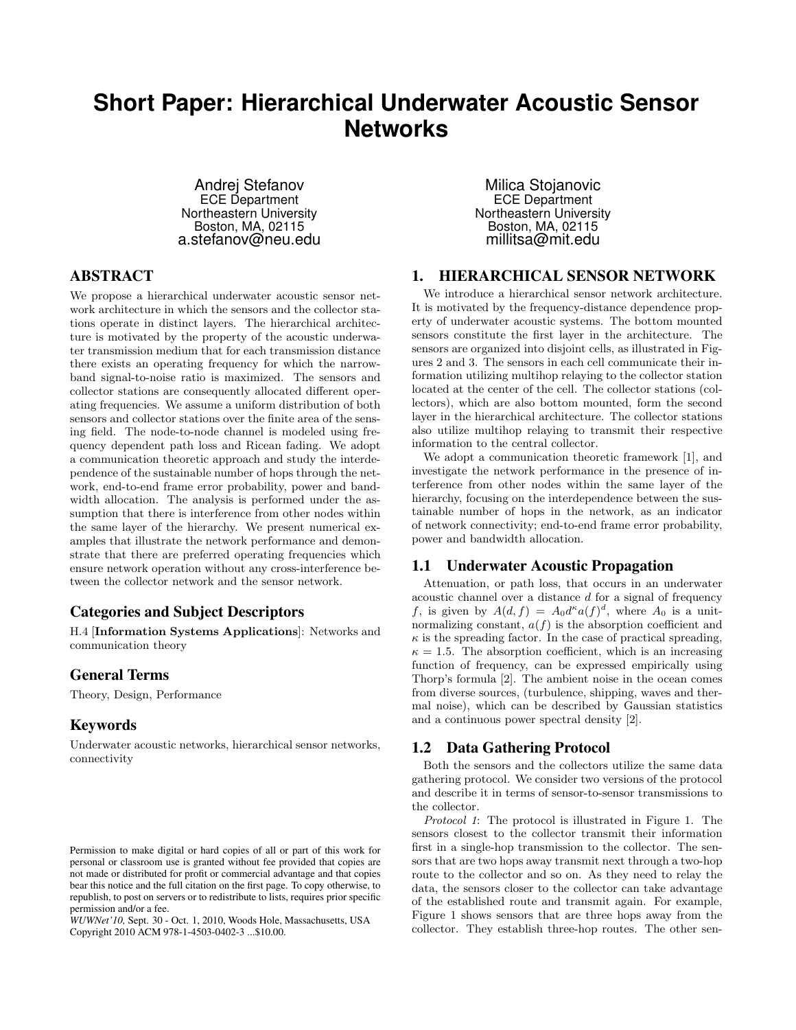# Short Paper: Hierarchical Underwater Acoustic Sensor Networks

Andrej Stefanov
ECE Department
Northeastern University
Boston, MA, 02115
a.stefanov@neu.edu

Milica Stojanovic
ECE Department
Northeastern University
Boston, MA, 02115
millitsa@mit.edu

## ABSTRACT

We propose a hierarchical underwater acoustic sensor network architecture in which the sensors and the collector stations operate in distinct layers. The hierarchical architecture is motivated by the property of the acoustic underwater transmission medium that for each transmission distance there exists an operating frequency for which the narrowband signal-to-noise ratio is maximized. The sensors and collector stations are consequently allocated different operating frequencies. We assume a uniform distribution of both sensors and collector stations over the finite area of the sensing field. The node-to-node channel is modeled using frequency dependent path loss and Ricean fading. We adopt a communication theoretic approach and study the interdependence of the sustainable number of hops through the network, end-to-end frame error probability, power and bandwidth allocation. The analysis is performed under the assumption that there is interference from other nodes within the same layer of the hierarchy. We present numerical examples that illustrate the network performance and demonstrate that there are preferred operating frequencies which ensure network operation without any cross-interference between the collector network and the sensor network.

### Categories and Subject Descriptors

H.4 [**Information Systems Applications**]: Networks and communication theory

### General Terms

Theory, Design, Performance

### Keywords

Underwater acoustic networks, hierarchical sensor networks, connectivity

Permission to make digital or hard copies of all or part of this work for personal or classroom use is granted without fee provided that copies are not made or distributed for profit or commercial advantage and that copies bear this notice and the full citation on the first page. To copy otherwise, to republish, to post on servers or to redistribute to lists, requires prior specific permission and/or a fee.
*WUWNet'10*, Sept. 30 - Oct. 1, 2010, Woods Hole, Massachusetts, USA
Copyright 2010 ACM 978-1-4503-0402-3 ...$10.00.

## 1. HIERARCHICAL SENSOR NETWORK

We introduce a hierarchical sensor network architecture. It is motivated by the frequency-distance dependence property of underwater acoustic systems. The bottom mounted sensors constitute the first layer in the architecture. The sensors are organized into disjoint cells, as illustrated in Figures 2 and 3. The sensors in each cell communicate their information utilizing multihop relaying to the collector station located at the center of the cell. The collector stations (collectors), which are also bottom mounted, form the second layer in the hierarchical architecture. The collector stations also utilize multihop relaying to transmit their respective information to the central collector.

We adopt a communication theoretic framework [1], and investigate the network performance in the presence of interference from other nodes within the same layer of the hierarchy, focusing on the interdependence between the sustainable number of hops in the network, as an indicator of network connectivity; end-to-end frame error probability, power and bandwidth allocation.

### 1.1 Underwater Acoustic Propagation

Attenuation, or path loss, that occurs in an underwater acoustic channel over a distance $d$ for a signal of frequency $f$, is given by $A(d, f) = A_0 d^\kappa a(f)^d$, where $A_0$ is a unit-normalizing constant, $a(f)$ is the absorption coefficient and $\kappa$ is the spreading factor. In the case of practical spreading, $\kappa = 1.5$. The absorption coefficient, which is an increasing function of frequency, can be expressed empirically using Thorp's formula [2]. The ambient noise in the ocean comes from diverse sources, (turbulence, shipping, waves and thermal noise), which can be described by Gaussian statistics and a continuous power spectral density [2].

### 1.2 Data Gathering Protocol

Both the sensors and the collectors utilize the same data gathering protocol. We consider two versions of the protocol and describe it in terms of sensor-to-sensor transmissions to the collector.

*Protocol 1*: The protocol is illustrated in Figure 1. The sensors closest to the collector transmit their information first in a single-hop transmission to the collector. The sensors that are two hops away transmit next through a two-hop route to the collector and so on. As they need to relay the data, the sensors closer to the collector can take advantage of the established route and transmit again. For example, Figure 1 shows sensors that are three hops away from the collector. They establish three-hop routes. The other sen-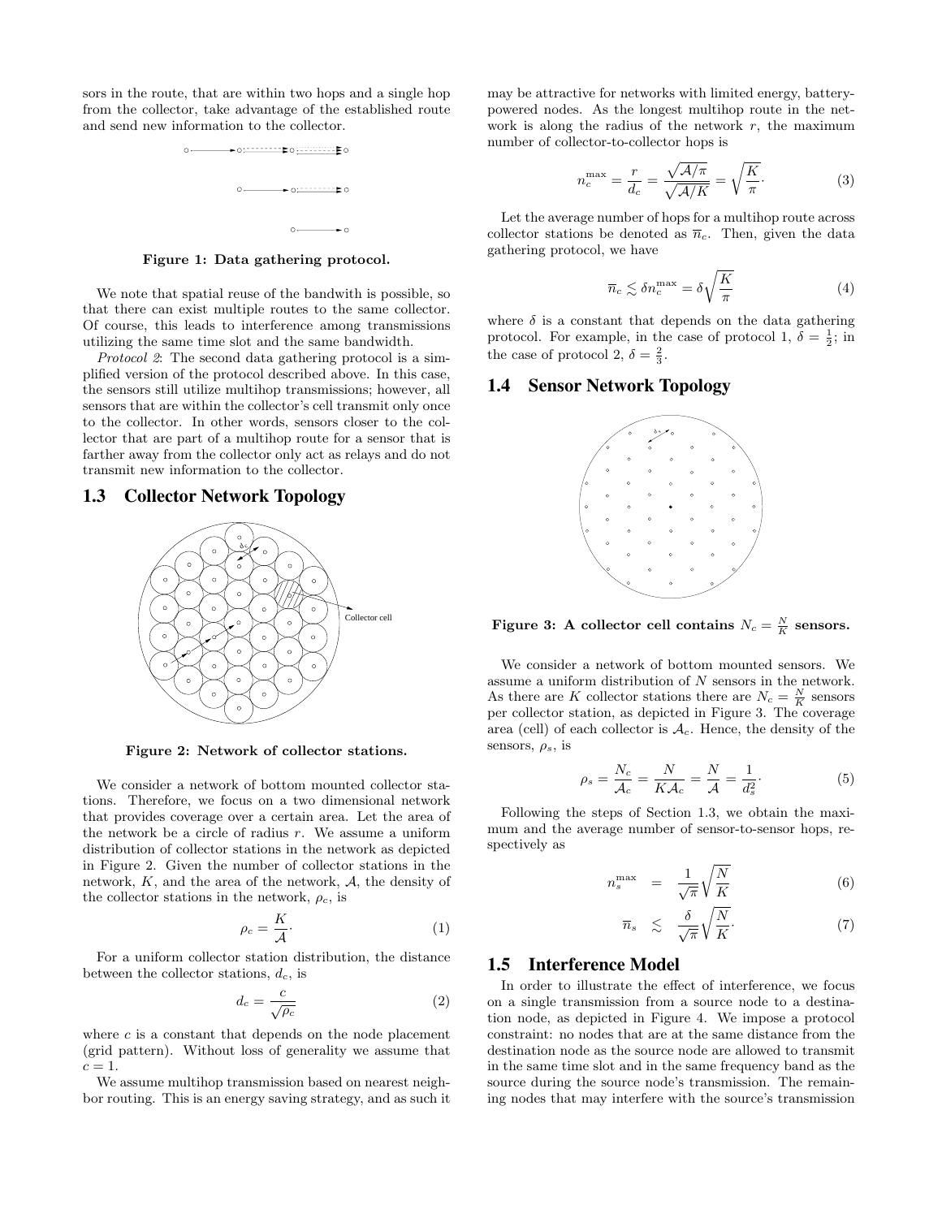sors in the route, that are within two hops and a single hop from the collector, take advantage of the established route and send new information to the collector.

**Figure 1: Data gathering protocol.**

We note that spatial reuse of the bandwith is possible, so that there can exist multiple routes to the same collector. Of course, this leads to interference among transmissions utilizing the same time slot and the same bandwidth.

*Protocol 2*: The second data gathering protocol is a simplified version of the protocol described above. In this case, the sensors still utilize multihop transmissions; however, all sensors that are within the collector's cell transmit only once to the collector. In other words, sensors closer to the collector that are part of a multihop route for a sensor that is farther away from the collector only act as relays and do not transmit new information to the collector.

## 1.3 Collector Network Topology

**Figure 2: Network of collector stations.**

We consider a network of bottom mounted collector stations. Therefore, we focus on a two dimensional network that provides coverage over a certain area. Let the area of the network be a circle of radius $r$. We assume a uniform distribution of collector stations in the network as depicted in Figure 2. Given the number of collector stations in the network, $K$, and the area of the network, $\mathcal{A}$, the density of the collector stations in the network, $\rho_c$, is

$$\rho_c = \frac{K}{\mathcal{A}}. \tag{1}$$

For a uniform collector station distribution, the distance between the collector stations, $d_c$, is

$$d_c = \frac{c}{\sqrt{\rho_c}} \tag{2}$$

where $c$ is a constant that depends on the node placement (grid pattern). Without loss of generality we assume that $c = 1$.

We assume multihop transmission based on nearest neighbor routing. This is an energy saving strategy, and as such it may be attractive for networks with limited energy, battery-powered nodes. As the longest multihop route in the network is along the radius of the network $r$, the maximum number of collector-to-collector hops is

$$n_c^{\max} = \frac{r}{d_c} = \frac{\sqrt{\mathcal{A}/\pi}}{\sqrt{\mathcal{A}/K}} = \sqrt{\frac{K}{\pi}}. \tag{3}$$

Let the average number of hops for a multihop route across collector stations be denoted as $\overline{n}_c$. Then, given the data gathering protocol, we have

$$\overline{n}_c \lesssim \delta n_c^{\max} = \delta\sqrt{\frac{K}{\pi}} \tag{4}$$

where $\delta$ is a constant that depends on the data gathering protocol. For example, in the case of protocol 1, $\delta = \frac{1}{2}$; in the case of protocol 2, $\delta = \frac{2}{3}$.

## 1.4 Sensor Network Topology

**Figure 3: A collector cell contains $N_c = \frac{N}{K}$ sensors.**

We consider a network of bottom mounted sensors. We assume a uniform distribution of $N$ sensors in the network. As there are $K$ collector stations there are $N_c = \frac{N}{K}$ sensors per collector station, as depicted in Figure 3. The coverage area (cell) of each collector is $\mathcal{A}_c$. Hence, the density of the sensors, $\rho_s$, is

$$\rho_s = \frac{N_c}{\mathcal{A}_c} = \frac{N}{K\mathcal{A}_c} = \frac{N}{\mathcal{A}} = \frac{1}{d_s^2}. \tag{5}$$

Following the steps of Section 1.3, we obtain the maximum and the average number of sensor-to-sensor hops, respectively as

$$n_s^{\max} = \frac{1}{\sqrt{\pi}}\sqrt{\frac{N}{K}} \tag{6}$$

$$\overline{n}_s \lesssim \frac{\delta}{\sqrt{\pi}}\sqrt{\frac{N}{K}}. \tag{7}$$

## 1.5 Interference Model

In order to illustrate the effect of interference, we focus on a single transmission from a source node to a destination node, as depicted in Figure 4. We impose a protocol constraint: no nodes that are at the same distance from the destination node as the source node are allowed to transmit in the same time slot and in the same frequency band as the source during the source node's transmission. The remaining nodes that may interfere with the source's transmission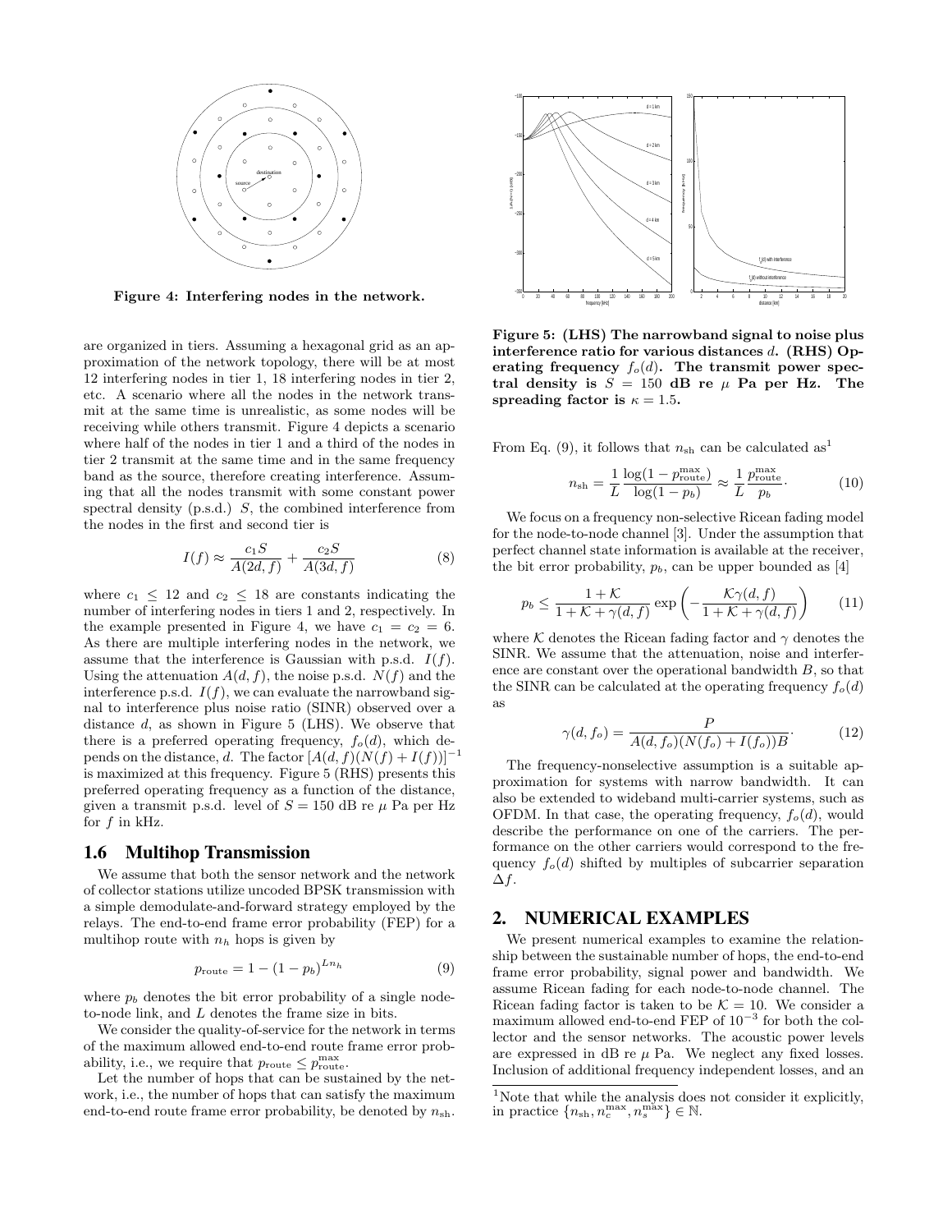Figure 4: Interfering nodes in the network.

are organized in tiers. Assuming a hexagonal grid as an approximation of the network topology, there will be at most 12 interfering nodes in tier 1, 18 interfering nodes in tier 2, etc. A scenario where all the nodes in the network transmit at the same time is unrealistic, as some nodes will be receiving while others transmit. Figure 4 depicts a scenario where half of the nodes in tier 1 and a third of the nodes in tier 2 transmit at the same time and in the same frequency band as the source, therefore creating interference. Assuming that all the nodes transmit with some constant power spectral density (p.s.d.) $S$, the combined interference from the nodes in the first and second tier is

$$I(f) \approx \frac{c_1 S}{A(2d, f)} + \frac{c_2 S}{A(3d, f)} \tag{8}$$

where $c_1 \leq 12$ and $c_2 \leq 18$ are constants indicating the number of interfering nodes in tiers 1 and 2, respectively. In the example presented in Figure 4, we have $c_1 = c_2 = 6$. As there are multiple interfering nodes in the network, we assume that the interference is Gaussian with p.s.d. $I(f)$. Using the attenuation $A(d, f)$, the noise p.s.d. $N(f)$ and the interference p.s.d. $I(f)$, we can evaluate the narrowband signal to interference plus noise ratio (SINR) observed over a distance $d$, as shown in Figure 5 (LHS). We observe that there is a preferred operating frequency, $f_o(d)$, which depends on the distance, $d$. The factor $[A(d, f)(N(f) + I(f))]^{-1}$ is maximized at this frequency. Figure 5 (RHS) presents this preferred operating frequency as a function of the distance, given a transmit p.s.d. level of $S = 150$ dB re $\mu$ Pa per Hz for $f$ in kHz.

## 1.6 Multihop Transmission

We assume that both the sensor network and the network of collector stations utilize uncoded BPSK transmission with a simple demodulate-and-forward strategy employed by the relays. The end-to-end frame error probability (FEP) for a multihop route with $n_h$ hops is given by

$$p_{\text{route}} = 1 - (1 - p_b)^{L n_h} \tag{9}$$

where $p_b$ denotes the bit error probability of a single node-to-node link, and $L$ denotes the frame size in bits.

We consider the quality-of-service for the network in terms of the maximum allowed end-to-end route frame error probability, i.e., we require that $p_{\text{route}} \leq p_{\text{route}}^{\max}$.

Let the number of hops that can be sustained by the network, i.e., the number of hops that can satisfy the maximum end-to-end route frame error probability, be denoted by $n_{\text{sh}}$.

Figure 5: (LHS) The narrowband signal to noise plus interference ratio for various distances $d$. (RHS) Operating frequency $f_o(d)$. The transmit power spectral density is $S = 150$ dB re $\mu$ Pa per Hz. The spreading factor is $\kappa = 1.5$.

From Eq. (9), it follows that $n_{\text{sh}}$ can be calculated as[1]

$$n_{\text{sh}} = \frac{1}{L} \frac{\log(1 - p_{\text{route}}^{\max})}{\log(1 - p_b)} \approx \frac{1}{L} \frac{p_{\text{route}}^{\max}}{p_b}. \tag{10}$$

We focus on a frequency non-selective Ricean fading model for the node-to-node channel [3]. Under the assumption that perfect channel state information is available at the receiver, the bit error probability, $p_b$, can be upper bounded as [4]

$$p_b \leq \frac{1 + \mathcal{K}}{1 + \mathcal{K} + \gamma(d, f)} \exp\left(-\frac{\mathcal{K}\gamma(d, f)}{1 + \mathcal{K} + \gamma(d, f)}\right) \tag{11}$$

where $\mathcal{K}$ denotes the Ricean fading factor and $\gamma$ denotes the SINR. We assume that the attenuation, noise and interference are constant over the operational bandwidth $B$, so that the SINR can be calculated at the operating frequency $f_o(d)$ as

$$\gamma(d, f_o) = \frac{P}{A(d, f_o)(N(f_o) + I(f_o))B}. \tag{12}$$

The frequency-nonselective assumption is a suitable approximation for systems with narrow bandwidth. It can also be extended to wideband multi-carrier systems, such as OFDM. In that case, the operating frequency, $f_o(d)$, would describe the performance on one of the carriers. The performance on the other carriers would correspond to the frequency $f_o(d)$ shifted by multiples of subcarrier separation $\Delta f$.

# 2. NUMERICAL EXAMPLES

We present numerical examples to examine the relationship between the sustainable number of hops, the end-to-end frame error probability, signal power and bandwidth. We assume Ricean fading for each node-to-node channel. The Ricean fading factor is taken to be $\mathcal{K} = 10$. We consider a maximum allowed end-to-end FEP of $10^{-3}$ for both the collector and the sensor networks. The acoustic power levels are expressed in dB re $\mu$ Pa. We neglect any fixed losses. Inclusion of additional frequency independent losses, and an

[1] Note that while the analysis does not consider it explicitly, in practice $\{n_{\text{sh}}, n_c^{\max}, n_s^{\max}\} \in \mathbb{N}$.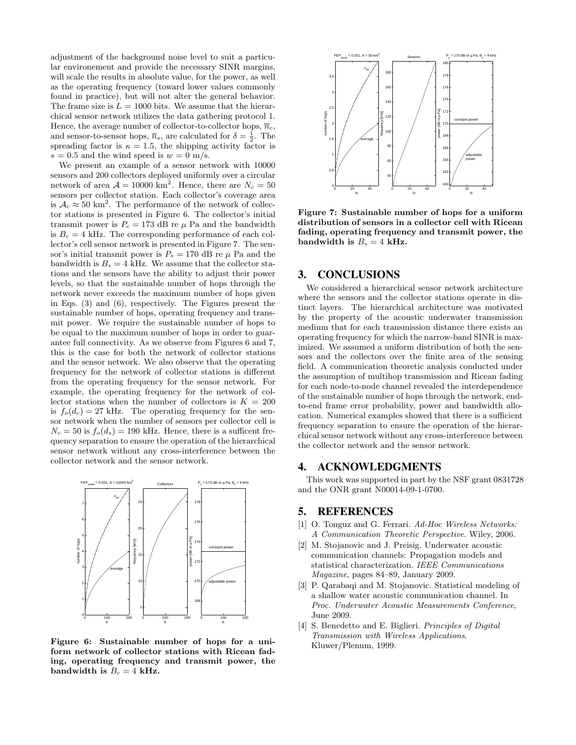adjustment of the background noise level to suit a particular environement and provide the necessary SINR margins, will scale the results in absolute value, for the power, as well as the operating frequency (toward lower values commonly found in practice), but will not alter the general behavior. The frame size is $L = 1000$ bits. We assume that the hierarchical sensor network utilizes the data gathering protocol 1. Hence, the average number of collector-to-collector hops, $\overline{n}_c$, and sensor-to-sensor hops, $\overline{n}_s$, are calculated for $\delta = \frac{1}{2}$. The spreading factor is $\kappa = 1.5$, the shipping activity factor is $s = 0.5$ and the wind speed is $w = 0$ m/s.

We present an example of a sensor network with 10000 sensors and 200 collectors deployed uniformly over a circular network of area $\mathcal{A} = 10000$ km$^2$. Hence, there are $N_c = 50$ sensors per collector station. Each collector's coverage area is $\mathcal{A}_c \approx 50$ km$^2$. The performance of the network of collector stations is presented in Figure 6. The collector's initial transmit power is $P_c = 173$ dB re $\mu$ Pa and the bandwidth is $B_c = 4$ kHz. The corresponding performance of each collector's cell sensor network is presented in Figure 7. The sensor's initial transmit power is $P_s = 170$ dB re $\mu$ Pa and the bandwidth is $B_s = 4$ kHz. We assume that the collector stations and the sensors have the ability to adjust their power levels, so that the sustainable number of hops through the network never exceeds the maximum number of hops given in Eqs. (3) and (6), respectively. The Figures present the sustainable number of hops, operating frequency and transmit power. We require the sustainable number of hops to be equal to the maximum number of hops in order to guarantee full connectivity. As we observe from Figures 6 and 7, this is the case for both the network of collector stations and the sensor network. We also observe that the operating frequency for the network of collector stations is different from the operating frequency for the sensor network. For example, the operating frequency for the network of collector stations when the number of collectors is $K = 200$ is $f_o(d_c) = 27$ kHz. The operating frequency for the sensor network when the number of sensors per collector cell is $N_c = 50$ is $f_o(d_s) = 190$ kHz. Hence, there is a sufficent frequency separation to ensure the operation of the hierarchical sensor network without any cross-interference between the collector network and the sensor network.

FEP$_{route}$ = 0.001, A = 10000 km$^2$
Collectors
P$_c$ = 173 dB re μ Pa, B$_c$ = 4 kHz
number of hops
frequency [kHz]
power [dB re μ Pa]
n$_{sh}$
average
constant power
adjustable power
K

**Figure 6: Sustainable number of hops for a uniform network of collector stations with Ricean fading, operating frequency and transmit power, the bandwidth is $B_c = 4$ kHz.**

FEP$_{route}$ = 0.001, A = 50 km$^2$
Sensors
P$_s$ = 170 dB re μ Pa, B$_s$ = 4 kHz
number of hops
frequency [kHz]
power [dB re μ Pa]
n$_{sh}$
average
constant power
adjustable power
N

**Figure 7: Sustainable number of hops for a uniform distribution of sensors in a collector cell with Ricean fading, operating frequency and transmit power, the bandwidth is $B_s = 4$ kHz.**

## 3. CONCLUSIONS

We considered a hierarchical sensor network architecture where the sensors and the collector stations operate in distinct layers. The hierarchical architecture was motivated by the property of the acoustic underwater transmission medium that for each transmission distance there exists an operating frequency for which the narrow-band SINR is maximized. We assumed a uniform distribution of both the sensors and the collectors over the finite area of the sensing field. A communication theoretic analysis conducted under the assumption of multihop transmission and Ricean fading for each node-to-node channel revealed the interdependence of the sustainable number of hops through the network, end-to-end frame error probability, power and bandwidth allocation. Numerical examples showed that there is a sufficient frequency separation to ensure the operation of the hierarchical sensor network without any cross-interference between the collector network and the sensor network.

## 4. ACKNOWLEDGMENTS

This work was supported in part by the NSF grant 0831728 and the ONR grant N00014-09-1-0700.

## 5. REFERENCES

[1] O. Tonguz and G. Ferrari. *Ad-Hoc Wireless Networks: A Communication Theoretic Perspective*. Wiley, 2006.

[2] M. Stojanovic and J. Preisig. Underwater acoustic communication channels: Propagation models and statistical characterization. *IEEE Communications Magazine*, pages 84–89, January 2009.

[3] P. Qarabaqi and M. Stojanovic. Statistical modeling of a shallow water acoustic communication channel. In *Proc. Underwater Acoustic Measurements Conference*, June 2009.

[4] S. Benedetto and E. Biglieri. *Principles of Digital Transmission with Wireless Applications*. Kluwer/Plenum, 1999.